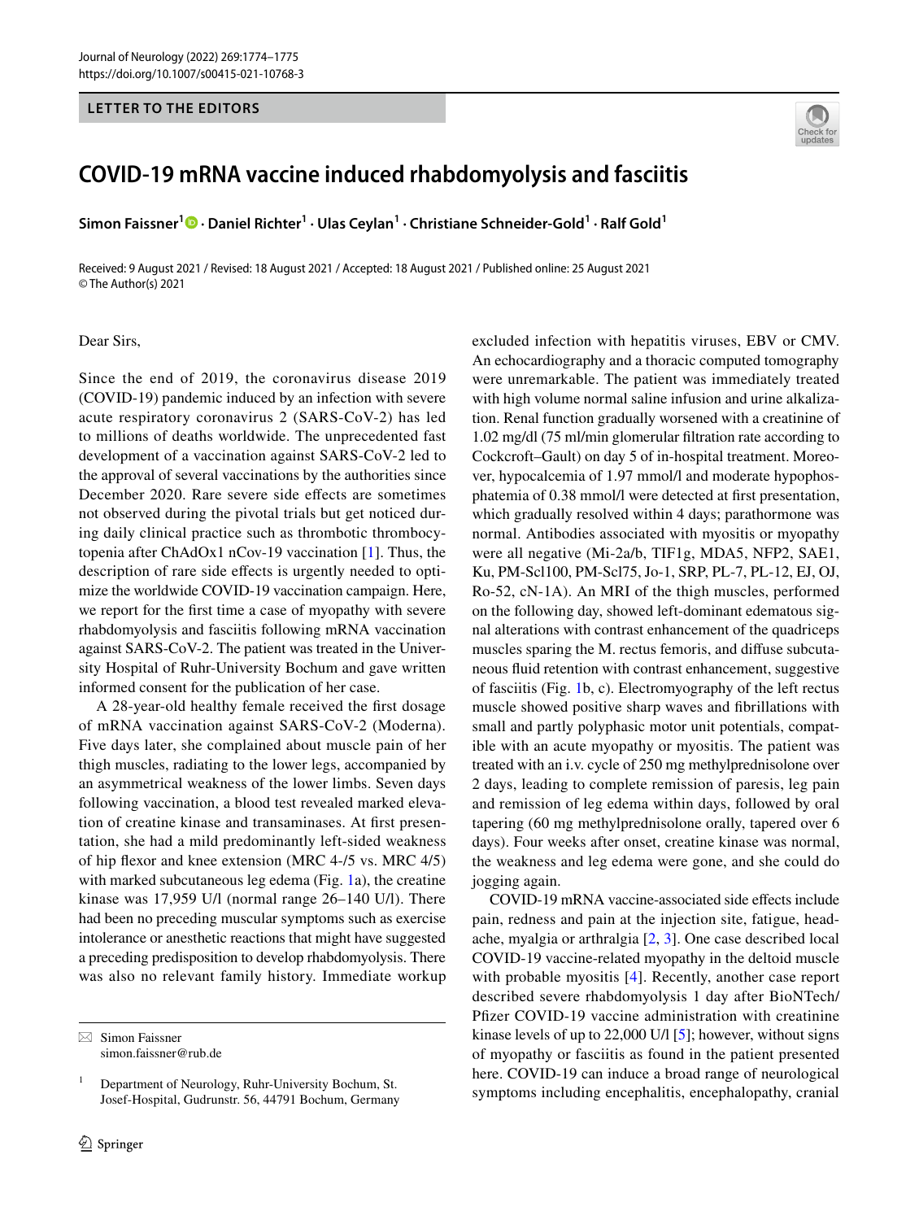LETTER TO THE EDITORS

# COVID-19 mRNA vaccine induced rhabdomyolysis and fasciitis

**Simon Faissner[1] · Daniel Richter[1] · Ulas Ceylan[1] · Christiane Schneider-Gold[1] · Ralf Gold[1]**

Received: 9 August 2021 / Revised: 18 August 2021 / Accepted: 18 August 2021 / Published online: 25 August 2021
© The Author(s) 2021

Dear Sirs,

Since the end of 2019, the coronavirus disease 2019 (COVID-19) pandemic induced by an infection with severe acute respiratory coronavirus 2 (SARS-CoV-2) has led to millions of deaths worldwide. The unprecedented fast development of a vaccination against SARS-CoV-2 led to the approval of several vaccinations by the authorities since December 2020. Rare severe side effects are sometimes not observed during the pivotal trials but get noticed during daily clinical practice such as thrombotic thrombocytopenia after ChAdOx1 nCov-19 vaccination [1]. Thus, the description of rare side effects is urgently needed to optimize the worldwide COVID-19 vaccination campaign. Here, we report for the first time a case of myopathy with severe rhabdomyolysis and fasciitis following mRNA vaccination against SARS-CoV-2. The patient was treated in the University Hospital of Ruhr-University Bochum and gave written informed consent for the publication of her case.

A 28-year-old healthy female received the first dosage of mRNA vaccination against SARS-CoV-2 (Moderna). Five days later, she complained about muscle pain of her thigh muscles, radiating to the lower legs, accompanied by an asymmetrical weakness of the lower limbs. Seven days following vaccination, a blood test revealed marked elevation of creatine kinase and transaminases. At first presentation, she had a mild predominantly left-sided weakness of hip flexor and knee extension (MRC 4-/5 vs. MRC 4/5) with marked subcutaneous leg edema (Fig. 1a), the creatine kinase was 17,959 U/l (normal range 26–140 U/l). There had been no preceding muscular symptoms such as exercise intolerance or anesthetic reactions that might have suggested a preceding predisposition to develop rhabdomyolysis. There was also no relevant family history. Immediate workup excluded infection with hepatitis viruses, EBV or CMV. An echocardiography and a thoracic computed tomography were unremarkable. The patient was immediately treated with high volume normal saline infusion and urine alkalization. Renal function gradually worsened with a creatinine of 1.02 mg/dl (75 ml/min glomerular filtration rate according to Cockcroft–Gault) on day 5 of in-hospital treatment. Moreover, hypocalcemia of 1.97 mmol/l and moderate hypophosphatemia of 0.38 mmol/l were detected at first presentation, which gradually resolved within 4 days; parathormone was normal. Antibodies associated with myositis or myopathy were all negative (Mi-2a/b, TIF1g, MDA5, NFP2, SAE1, Ku, PM-Scl100, PM-Scl75, Jo-1, SRP, PL-7, PL-12, EJ, OJ, Ro-52, cN-1A). An MRI of the thigh muscles, performed on the following day, showed left-dominant edematous signal alterations with contrast enhancement of the quadriceps muscles sparing the M. rectus femoris, and diffuse subcutaneous fluid retention with contrast enhancement, suggestive of fasciitis (Fig. 1b, c). Electromyography of the left rectus muscle showed positive sharp waves and fibrillations with small and partly polyphasic motor unit potentials, compatible with an acute myopathy or myositis. The patient was treated with an i.v. cycle of 250 mg methylprednisolone over 2 days, leading to complete remission of paresis, leg pain and remission of leg edema within days, followed by oral tapering (60 mg methylprednisolone orally, tapered over 6 days). Four weeks after onset, creatine kinase was normal, the weakness and leg edema were gone, and she could do jogging again.

COVID-19 mRNA vaccine-associated side effects include pain, redness and pain at the injection site, fatigue, headache, myalgia or arthralgia [2, 3]. One case described local COVID-19 vaccine-related myopathy in the deltoid muscle with probable myositis [4]. Recently, another case report described severe rhabdomyolysis 1 day after BioNTech/Pfizer COVID-19 vaccine administration with creatinine kinase levels of up to 22,000 U/l [5]; however, without signs of myopathy or fasciitis as found in the patient presented here. COVID-19 can induce a broad range of neurological symptoms including encephalitis, encephalopathy, cranial

✉ Simon Faissner
simon.faissner@rub.de

[1] Department of Neurology, Ruhr-University Bochum, St. Josef-Hospital, Gudrunstr. 56, 44791 Bochum, Germany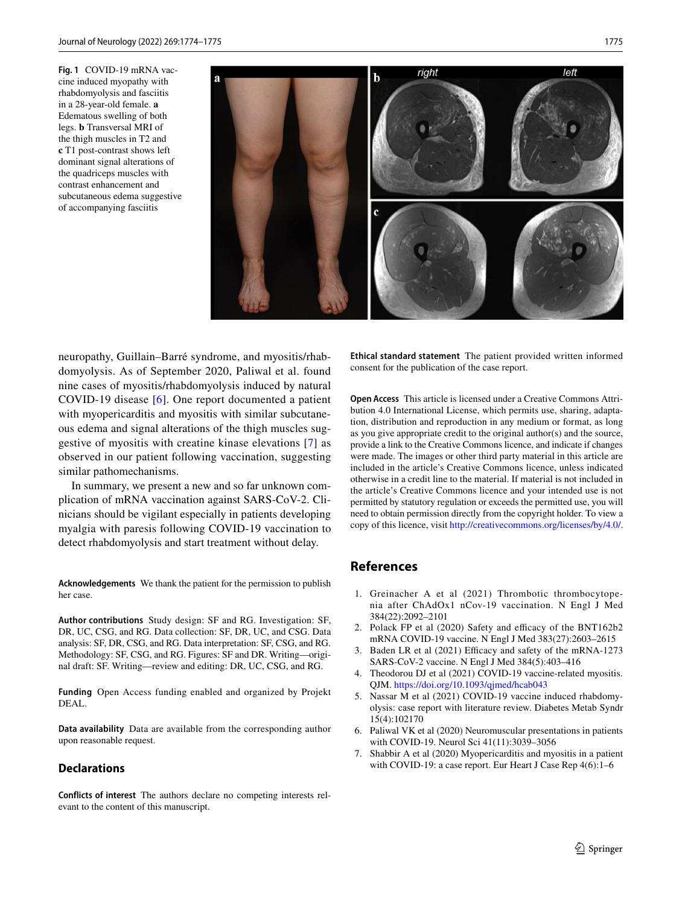**Fig. 1** COVID-19 mRNA vaccine induced myopathy with rhabdomyolysis and fasciitis in a 28-year-old female. **a** Edematous swelling of both legs. **b** Transversal MRI of the thigh muscles in T2 and **c** T1 post-contrast shows left dominant signal alterations of the quadriceps muscles with contrast enhancement and subcutaneous edema suggestive of accompanying fasciitis

neuropathy, Guillain–Barré syndrome, and myositis/rhabdomyolysis. As of September 2020, Paliwal et al. found nine cases of myositis/rhabdomyolysis induced by natural COVID-19 disease [6]. One report documented a patient with myopericarditis and myositis with similar subcutaneous edema and signal alterations of the thigh muscles suggestive of myositis with creatine kinase elevations [7] as observed in our patient following vaccination, suggesting similar pathomechanisms.

In summary, we present a new and so far unknown complication of mRNA vaccination against SARS-CoV-2. Clinicians should be vigilant especially in patients developing myalgia with paresis following COVID-19 vaccination to detect rhabdomyolysis and start treatment without delay.

**Acknowledgements** We thank the patient for the permission to publish her case.

**Author contributions** Study design: SF and RG. Investigation: SF, DR, UC, CSG, and RG. Data collection: SF, DR, UC, and CSG. Data analysis: SF, DR, CSG, and RG. Data interpretation: SF, CSG, and RG. Methodology: SF, CSG, and RG. Figures: SF and DR. Writing—original draft: SF. Writing—review and editing: DR, UC, CSG, and RG.

**Funding** Open Access funding enabled and organized by Projekt DEAL.

**Data availability** Data are available from the corresponding author upon reasonable request.

## Declarations

**Conflicts of interest** The authors declare no competing interests relevant to the content of this manuscript.

**Ethical standard statement** The patient provided written informed consent for the publication of the case report.

**Open Access** This article is licensed under a Creative Commons Attribution 4.0 International License, which permits use, sharing, adaptation, distribution and reproduction in any medium or format, as long as you give appropriate credit to the original author(s) and the source, provide a link to the Creative Commons licence, and indicate if changes were made. The images or other third party material in this article are included in the article's Creative Commons licence, unless indicated otherwise in a credit line to the material. If material is not included in the article's Creative Commons licence and your intended use is not permitted by statutory regulation or exceeds the permitted use, you will need to obtain permission directly from the copyright holder. To view a copy of this licence, visit http://creativecommons.org/licenses/by/4.0/.

## References

1. Greinacher A et al (2021) Thrombotic thrombocytopenia after ChAdOx1 nCov-19 vaccination. N Engl J Med 384(22):2092–2101
2. Polack FP et al (2020) Safety and efficacy of the BNT162b2 mRNA COVID-19 vaccine. N Engl J Med 383(27):2603–2615
3. Baden LR et al (2021) Efficacy and safety of the mRNA-1273 SARS-CoV-2 vaccine. N Engl J Med 384(5):403–416
4. Theodorou DJ et al (2021) COVID-19 vaccine-related myositis. QJM. https://doi.org/10.1093/qjmed/hcab043
5. Nassar M et al (2021) COVID-19 vaccine induced rhabdomyolysis: case report with literature review. Diabetes Metab Syndr 15(4):102170
6. Paliwal VK et al (2020) Neuromuscular presentations in patients with COVID-19. Neurol Sci 41(11):3039–3056
7. Shabbir A et al (2020) Myopericarditis and myositis in a patient with COVID-19: a case report. Eur Heart J Case Rep 4(6):1–6